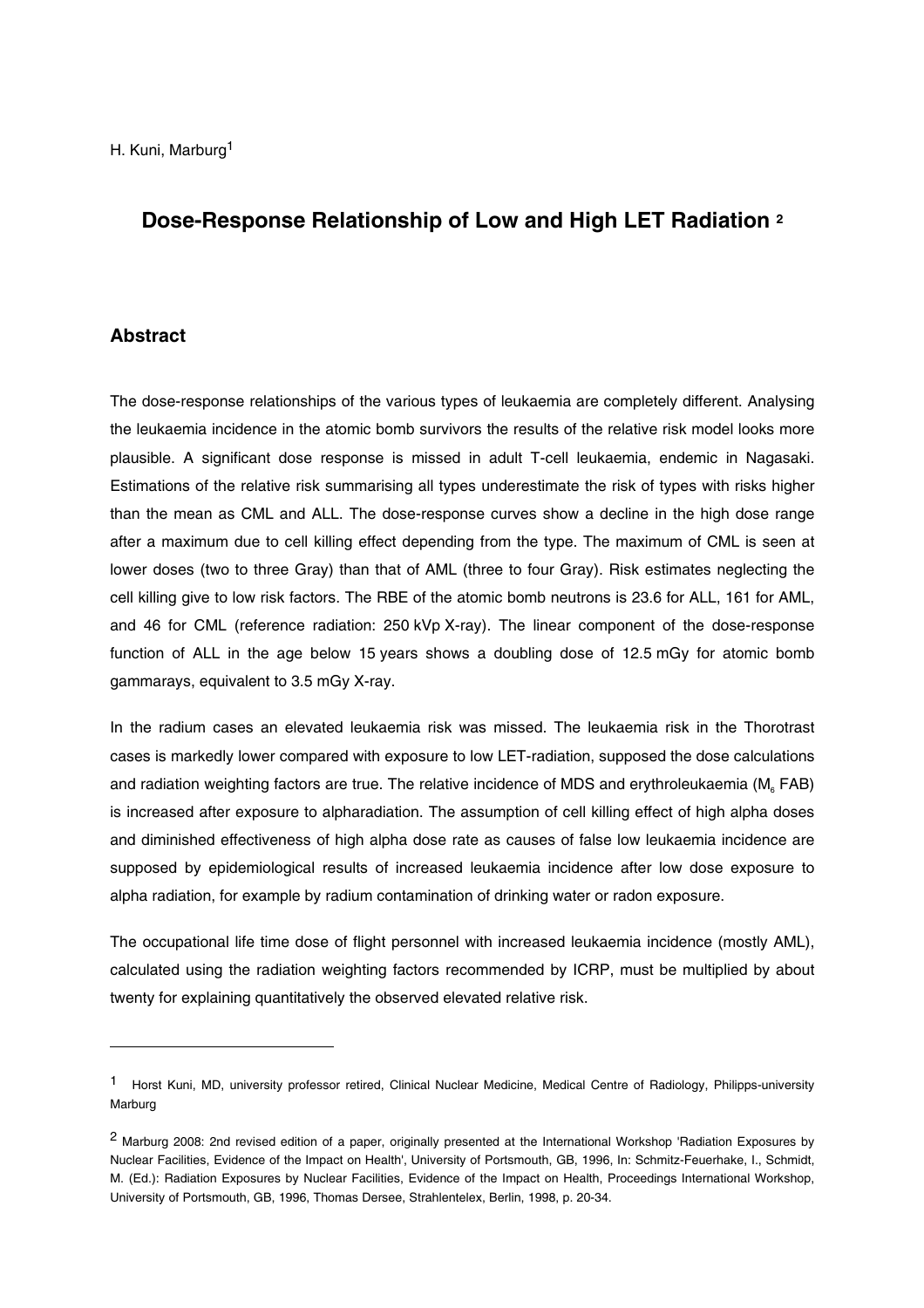H. Kuni, Marburg[1]

# Dose-Response Relationship of Low and High LET Radiation [2]

## Abstract

The dose-response relationships of the various types of leukaemia are completely different. Analysing the leukaemia incidence in the atomic bomb survivors the results of the relative risk model looks more plausible. A significant dose response is missed in adult T-cell leukaemia, endemic in Nagasaki. Estimations of the relative risk summarising all types underestimate the risk of types with risks higher than the mean as CML and ALL. The dose-response curves show a decline in the high dose range after a maximum due to cell killing effect depending from the type. The maximum of CML is seen at lower doses (two to three Gray) than that of AML (three to four Gray). Risk estimates neglecting the cell killing give to low risk factors. The RBE of the atomic bomb neutrons is 23.6 for ALL, 161 for AML, and 46 for CML (reference radiation: 250 kVp X-ray). The linear component of the dose-response function of ALL in the age below 15 years shows a doubling dose of 12.5 mGy for atomic bomb gammarays, equivalent to 3.5 mGy X-ray.

In the radium cases an elevated leukaemia risk was missed. The leukaemia risk in the Thorotrast cases is markedly lower compared with exposure to low LET-radiation, supposed the dose calculations and radiation weighting factors are true. The relative incidence of MDS and erythroleukaemia ($M_6$ FAB) is increased after exposure to alpharadiation. The assumption of cell killing effect of high alpha doses and diminished effectiveness of high alpha dose rate as causes of false low leukaemia incidence are supposed by epidemiological results of increased leukaemia incidence after low dose exposure to alpha radiation, for example by radium contamination of drinking water or radon exposure.

The occupational life time dose of flight personnel with increased leukaemia incidence (mostly AML), calculated using the radiation weighting factors recommended by ICRP, must be multiplied by about twenty for explaining quantitatively the observed elevated relative risk.

---

[1] Horst Kuni, MD, university professor retired, Clinical Nuclear Medicine, Medical Centre of Radiology, Philipps-university Marburg

[2] Marburg 2008: 2nd revised edition of a paper, originally presented at the International Workshop 'Radiation Exposures by Nuclear Facilities, Evidence of the Impact on Health', University of Portsmouth, GB, 1996, In: Schmitz-Feuerhake, I., Schmidt, M. (Ed.): Radiation Exposures by Nuclear Facilities, Evidence of the Impact on Health, Proceedings International Workshop, University of Portsmouth, GB, 1996, Thomas Dersee, Strahlentelex, Berlin, 1998, p. 20-34.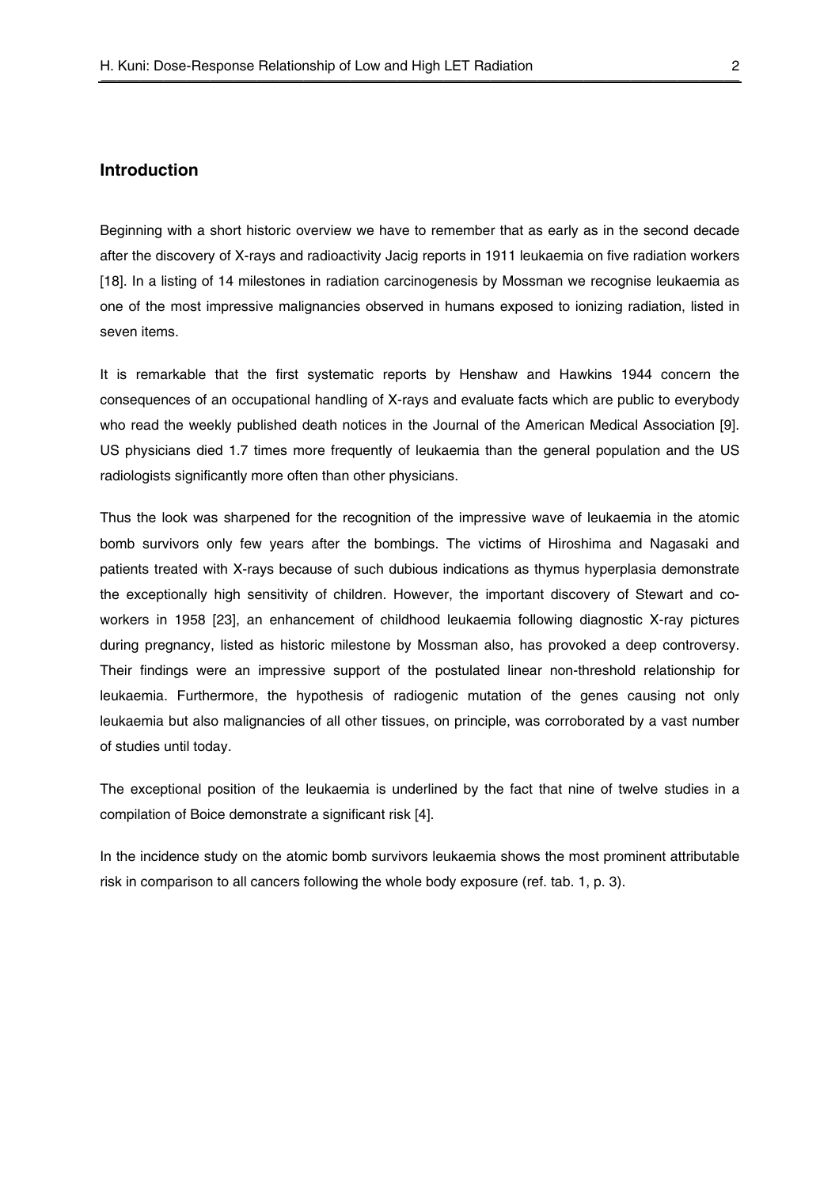## Introduction

Beginning with a short historic overview we have to remember that as early as in the second decade after the discovery of X-rays and radioactivity Jacig reports in 1911 leukaemia on five radiation workers [18]. In a listing of 14 milestones in radiation carcinogenesis by Mossman we recognise leukaemia as one of the most impressive malignancies observed in humans exposed to ionizing radiation, listed in seven items.

It is remarkable that the first systematic reports by Henshaw and Hawkins 1944 concern the consequences of an occupational handling of X-rays and evaluate facts which are public to everybody who read the weekly published death notices in the Journal of the American Medical Association [9]. US physicians died 1.7 times more frequently of leukaemia than the general population and the US radiologists significantly more often than other physicians.

Thus the look was sharpened for the recognition of the impressive wave of leukaemia in the atomic bomb survivors only few years after the bombings. The victims of Hiroshima and Nagasaki and patients treated with X-rays because of such dubious indications as thymus hyperplasia demonstrate the exceptionally high sensitivity of children. However, the important discovery of Stewart and co-workers in 1958 [23], an enhancement of childhood leukaemia following diagnostic X-ray pictures during pregnancy, listed as historic milestone by Mossman also, has provoked a deep controversy. Their findings were an impressive support of the postulated linear non-threshold relationship for leukaemia. Furthermore, the hypothesis of radiogenic mutation of the genes causing not only leukaemia but also malignancies of all other tissues, on principle, was corroborated by a vast number of studies until today.

The exceptional position of the leukaemia is underlined by the fact that nine of twelve studies in a compilation of Boice demonstrate a significant risk [4].

In the incidence study on the atomic bomb survivors leukaemia shows the most prominent attributable risk in comparison to all cancers following the whole body exposure (ref. tab. 1, p. 3).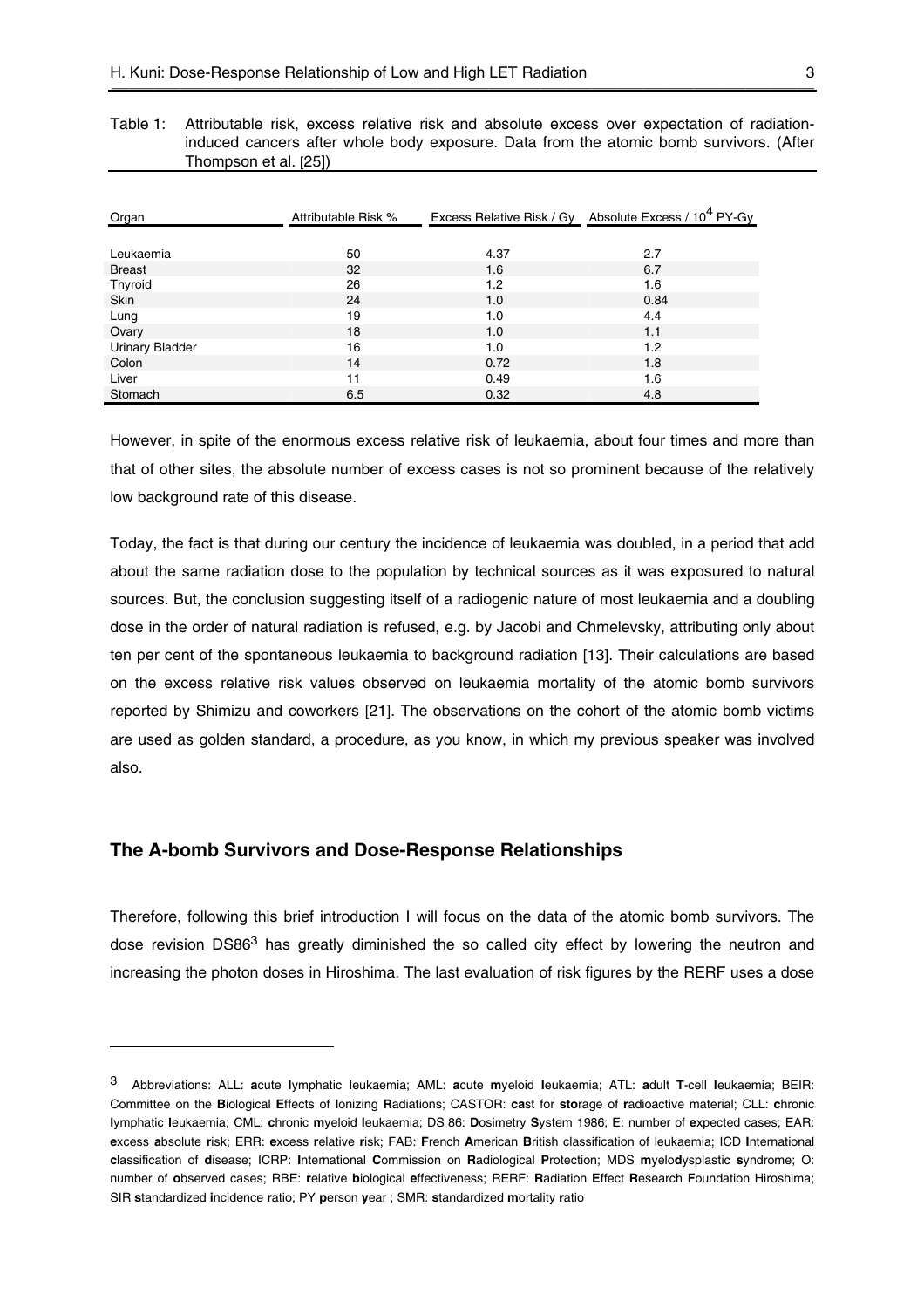Table 1: Attributable risk, excess relative risk and absolute excess over expectation of radiation-induced cancers after whole body exposure. Data from the atomic bomb survivors. (After Thompson et al. [25])

| Organ | Attributable Risk % | Excess Relative Risk / Gy | Absolute Excess / $10^4$ PY-Gy |
|---|---|---|---|
| Leukaemia | 50 | 4.37 | 2.7 |
| Breast | 32 | 1.6 | 6.7 |
| Thyroid | 26 | 1.2 | 1.6 |
| Skin | 24 | 1.0 | 0.84 |
| Lung | 19 | 1.0 | 4.4 |
| Ovary | 18 | 1.0 | 1.1 |
| Urinary Bladder | 16 | 1.0 | 1.2 |
| Colon | 14 | 0.72 | 1.8 |
| Liver | 11 | 0.49 | 1.6 |
| Stomach | 6.5 | 0.32 | 4.8 |

However, in spite of the enormous excess relative risk of leukaemia, about four times and more than that of other sites, the absolute number of excess cases is not so prominent because of the relatively low background rate of this disease.

Today, the fact is that during our century the incidence of leukaemia was doubled, in a period that add about the same radiation dose to the population by technical sources as it was exposured to natural sources. But, the conclusion suggesting itself of a radiogenic nature of most leukaemia and a doubling dose in the order of natural radiation is refused, e.g. by Jacobi and Chmelevsky, attributing only about ten per cent of the spontaneous leukaemia to background radiation [13]. Their calculations are based on the excess relative risk values observed on leukaemia mortality of the atomic bomb survivors reported by Shimizu and coworkers [21]. The observations on the cohort of the atomic bomb victims are used as golden standard, a procedure, as you know, in which my previous speaker was involved also.

## The A-bomb Survivors and Dose-Response Relationships

Therefore, following this brief introduction I will focus on the data of the atomic bomb survivors. The dose revision DS86[3] has greatly diminished the so called city effect by lowering the neutron and increasing the photon doses in Hiroshima. The last evaluation of risk figures by the RERF uses a dose

---

[3] Abbreviations: ALL: **a**cute **l**ymphatic **l**eukaemia; AML: **a**cute **m**yeloid **l**eukaemia; ATL: **a**dult **T**-cell **l**eukaemia; BEIR: Committee on the **B**iological **E**ffects of **I**onizing **R**adiations; CASTOR: **ca**st for **sto**rage of **r**adioactive material; CLL: **c**hronic **l**ymphatic **l**eukaemia; CML: **c**hronic **m**yeloid **l**eukaemia; DS 86: **D**osimetry **S**ystem 1986; E: number of **e**xpected cases; EAR: **e**xcess **a**bsolute **r**isk; ERR: **e**xcess **r**elative **r**isk; FAB: **F**rench **A**merican **B**ritish classification of leukaemia; ICD **I**nternational **c**lassification of **d**isease; ICRP: **I**nternational **C**ommission on **R**adiological **P**rotection; MDS **m**yelo**d**ysplastic **s**yndrome; O: number of **o**bserved cases; RBE: **r**elative **b**iological **e**ffectiveness; RERF: **R**adiation **E**ffect **R**esearch **F**oundation Hiroshima; SIR **s**tandardized **i**ncidence **r**atio; PY **p**erson **y**ear ; SMR: **s**tandardized **m**ortality **r**atio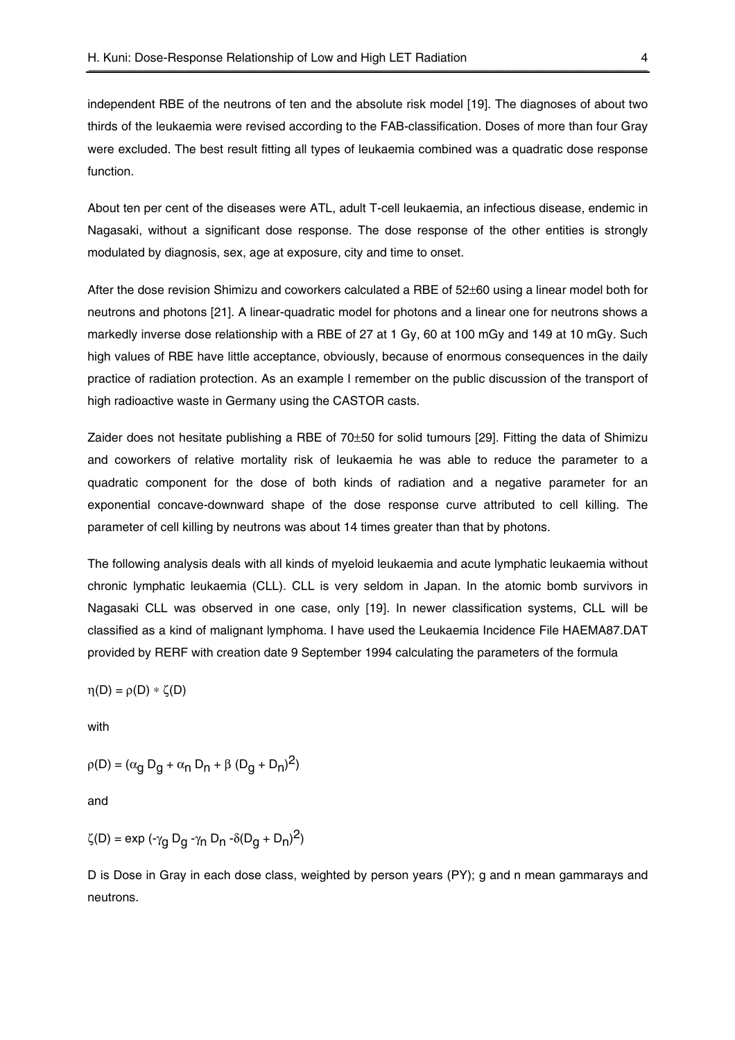independent RBE of the neutrons of ten and the absolute risk model [19]. The diagnoses of about two thirds of the leukaemia were revised according to the FAB-classification. Doses of more than four Gray were excluded. The best result fitting all types of leukaemia combined was a quadratic dose response function.

About ten per cent of the diseases were ATL, adult T-cell leukaemia, an infectious disease, endemic in Nagasaki, without a significant dose response. The dose response of the other entities is strongly modulated by diagnosis, sex, age at exposure, city and time to onset.

After the dose revision Shimizu and coworkers calculated a RBE of 52±60 using a linear model both for neutrons and photons [21]. A linear-quadratic model for photons and a linear one for neutrons shows a markedly inverse dose relationship with a RBE of 27 at 1 Gy, 60 at 100 mGy and 149 at 10 mGy. Such high values of RBE have little acceptance, obviously, because of enormous consequences in the daily practice of radiation protection. As an example I remember on the public discussion of the transport of high radioactive waste in Germany using the CASTOR casts.

Zaider does not hesitate publishing a RBE of 70±50 for solid tumours [29]. Fitting the data of Shimizu and coworkers of relative mortality risk of leukaemia he was able to reduce the parameter to a quadratic component for the dose of both kinds of radiation and a negative parameter for an exponential concave-downward shape of the dose response curve attributed to cell killing. The parameter of cell killing by neutrons was about 14 times greater than that by photons.

The following analysis deals with all kinds of myeloid leukaemia and acute lymphatic leukaemia without chronic lymphatic leukaemia (CLL). CLL is very seldom in Japan. In the atomic bomb survivors in Nagasaki CLL was observed in one case, only [19]. In newer classification systems, CLL will be classified as a kind of malignant lymphoma. I have used the Leukaemia Incidence File HAEMA87.DAT provided by RERF with creation date 9 September 1994 calculating the parameters of the formula

$$\eta(D) = \rho(D) * \zeta(D)$$

with

$$\rho(D) = (\alpha_g D_g + \alpha_n D_n + \beta (D_g + D_n)^2)$$

and

$$\zeta(D) = \exp(-\gamma_g D_g - \gamma_n D_n - \delta(D_g + D_n)^2)$$

D is Dose in Gray in each dose class, weighted by person years (PY); g and n mean gammarays and neutrons.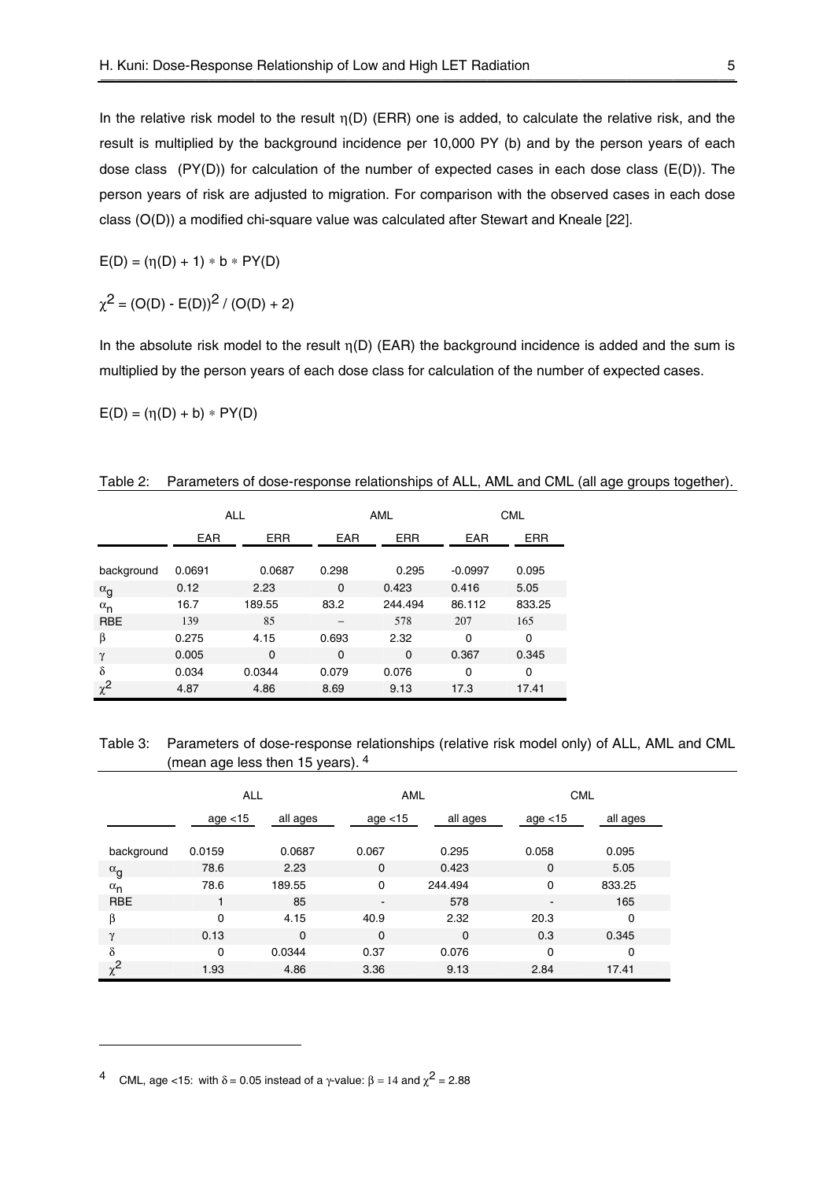In the relative risk model to the result $\eta(D)$ (ERR) one is added, to calculate the relative risk, and the result is multiplied by the background incidence per 10,000 PY (b) and by the person years of each dose class (PY(D)) for calculation of the number of expected cases in each dose class (E(D)). The person years of risk are adjusted to migration. For comparison with the observed cases in each dose class (O(D)) a modified chi-square value was calculated after Stewart and Kneale [22].

$$E(D) = (\eta(D) + 1) * b * PY(D)$$

$$\chi^2 = (O(D) - E(D))^2 / (O(D) + 2)$$

In the absolute risk model to the result $\eta(D)$ (EAR) the background incidence is added and the sum is multiplied by the person years of each dose class for calculation of the number of expected cases.

$$E(D) = (\eta(D) + b) * PY(D)$$

Table 2: Parameters of dose-response relationships of ALL, AML and CML (all age groups together).

| | ALL | | AML | | CML | |
|---|---|---|---|---|---|---|
| | EAR | ERR | EAR | ERR | EAR | ERR |
| background | 0.0691 | 0.0687 | 0.298 | 0.295 | -0.0997 | 0.095 |
| $\alpha_g$ | 0.12 | 2.23 | 0 | 0.423 | 0.416 | 5.05 |
| $\alpha_n$ | 16.7 | 189.55 | 83.2 | 244.494 | 86.112 | 833.25 |
| RBE | 139 | 85 | – | 578 | 207 | 165 |
| $\beta$ | 0.275 | 4.15 | 0.693 | 2.32 | 0 | 0 |
| $\gamma$ | 0.005 | 0 | 0 | 0 | 0.367 | 0.345 |
| $\delta$ | 0.034 | 0.0344 | 0.079 | 0.076 | 0 | 0 |
| $\chi^2$ | 4.87 | 4.86 | 8.69 | 9.13 | 17.3 | 17.41 |

Table 3: Parameters of dose-response relationships (relative risk model only) of ALL, AML and CML (mean age less then 15 years). [4]

| | ALL | | AML | | CML | |
|---|---|---|---|---|---|---|
| | age <15 | all ages | age <15 | all ages | age <15 | all ages |
| background | 0.0159 | 0.0687 | 0.067 | 0.295 | 0.058 | 0.095 |
| $\alpha_g$ | 78.6 | 2.23 | 0 | 0.423 | 0 | 5.05 |
| $\alpha_n$ | 78.6 | 189.55 | 0 | 244.494 | 0 | 833.25 |
| RBE | 1 | 85 | - | 578 | - | 165 |
| $\beta$ | 0 | 4.15 | 40.9 | 2.32 | 20.3 | 0 |
| $\gamma$ | 0.13 | 0 | 0 | 0 | 0.3 | 0.345 |
| $\delta$ | 0 | 0.0344 | 0.37 | 0.076 | 0 | 0 |
| $\chi^2$ | 1.93 | 4.86 | 3.36 | 9.13 | 2.84 | 17.41 |

[4] CML, age <15: with $\delta = 0.05$ instead of a $\gamma$-value: $\beta = 14$ and $\chi^2 = 2.88$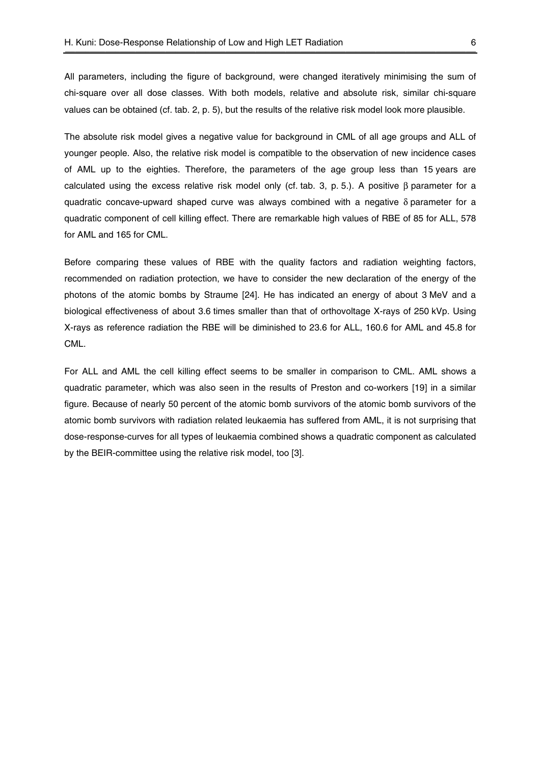All parameters, including the figure of background, were changed iteratively minimising the sum of chi-square over all dose classes. With both models, relative and absolute risk, similar chi-square values can be obtained (cf. tab. 2, p. 5), but the results of the relative risk model look more plausible.

The absolute risk model gives a negative value for background in CML of all age groups and ALL of younger people. Also, the relative risk model is compatible to the observation of new incidence cases of AML up to the eighties. Therefore, the parameters of the age group less than 15 years are calculated using the excess relative risk model only (cf. tab. 3, p. 5.). A positive $\beta$ parameter for a quadratic concave-upward shaped curve was always combined with a negative $\delta$ parameter for a quadratic component of cell killing effect. There are remarkable high values of RBE of 85 for ALL, 578 for AML and 165 for CML.

Before comparing these values of RBE with the quality factors and radiation weighting factors, recommended on radiation protection, we have to consider the new declaration of the energy of the photons of the atomic bombs by Straume [24]. He has indicated an energy of about 3 MeV and a biological effectiveness of about 3.6 times smaller than that of orthovoltage X-rays of 250 kVp. Using X-rays as reference radiation the RBE will be diminished to 23.6 for ALL, 160.6 for AML and 45.8 for CML.

For ALL and AML the cell killing effect seems to be smaller in comparison to CML. AML shows a quadratic parameter, which was also seen in the results of Preston and co-workers [19] in a similar figure. Because of nearly 50 percent of the atomic bomb survivors of the atomic bomb survivors of the atomic bomb survivors with radiation related leukaemia has suffered from AML, it is not surprising that dose-response-curves for all types of leukaemia combined shows a quadratic component as calculated by the BEIR-committee using the relative risk model, too [3].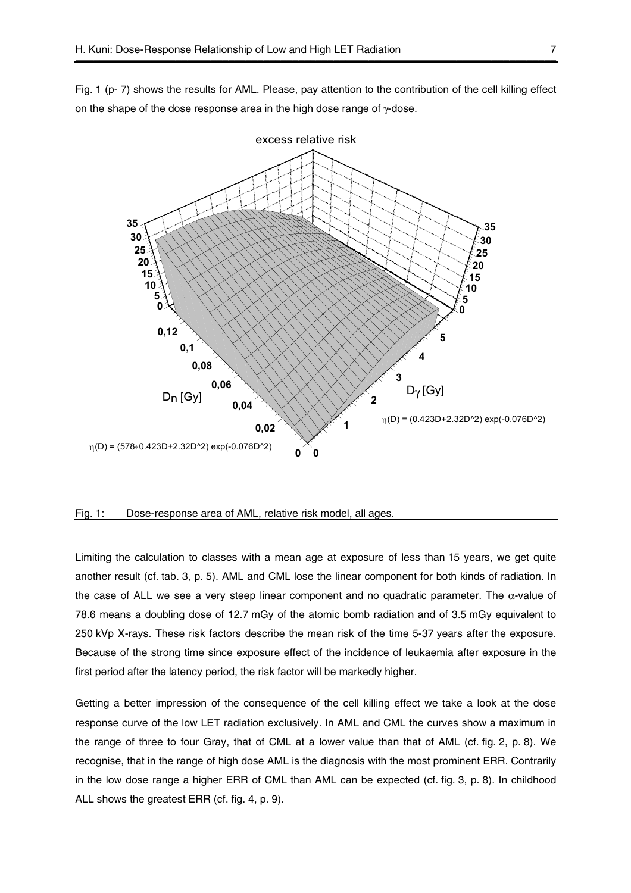Fig. 1 (p- 7) shows the results for AML. Please, pay attention to the contribution of the cell killing effect on the shape of the dose response area in the high dose range of γ-dose.

Fig. 1: Dose-response area of AML, relative risk model, all ages.

Limiting the calculation to classes with a mean age at exposure of less than 15 years, we get quite another result (cf. tab. 3, p. 5). AML and CML lose the linear component for both kinds of radiation. In the case of ALL we see a very steep linear component and no quadratic parameter. The $\alpha$-value of 78.6 means a doubling dose of 12.7 mGy of the atomic bomb radiation and of 3.5 mGy equivalent to 250 kVp X-rays. These risk factors describe the mean risk of the time 5-37 years after the exposure. Because of the strong time since exposure effect of the incidence of leukaemia after exposure in the first period after the latency period, the risk factor will be markedly higher.

Getting a better impression of the consequence of the cell killing effect we take a look at the dose response curve of the low LET radiation exclusively. In AML and CML the curves show a maximum in the range of three to four Gray, that of CML at a lower value than that of AML (cf. fig. 2, p. 8). We recognise, that in the range of high dose AML is the diagnosis with the most prominent ERR. Contrarily in the low dose range a higher ERR of CML than AML can be expected (cf. fig. 3, p. 8). In childhood ALL shows the greatest ERR (cf. fig. 4, p. 9).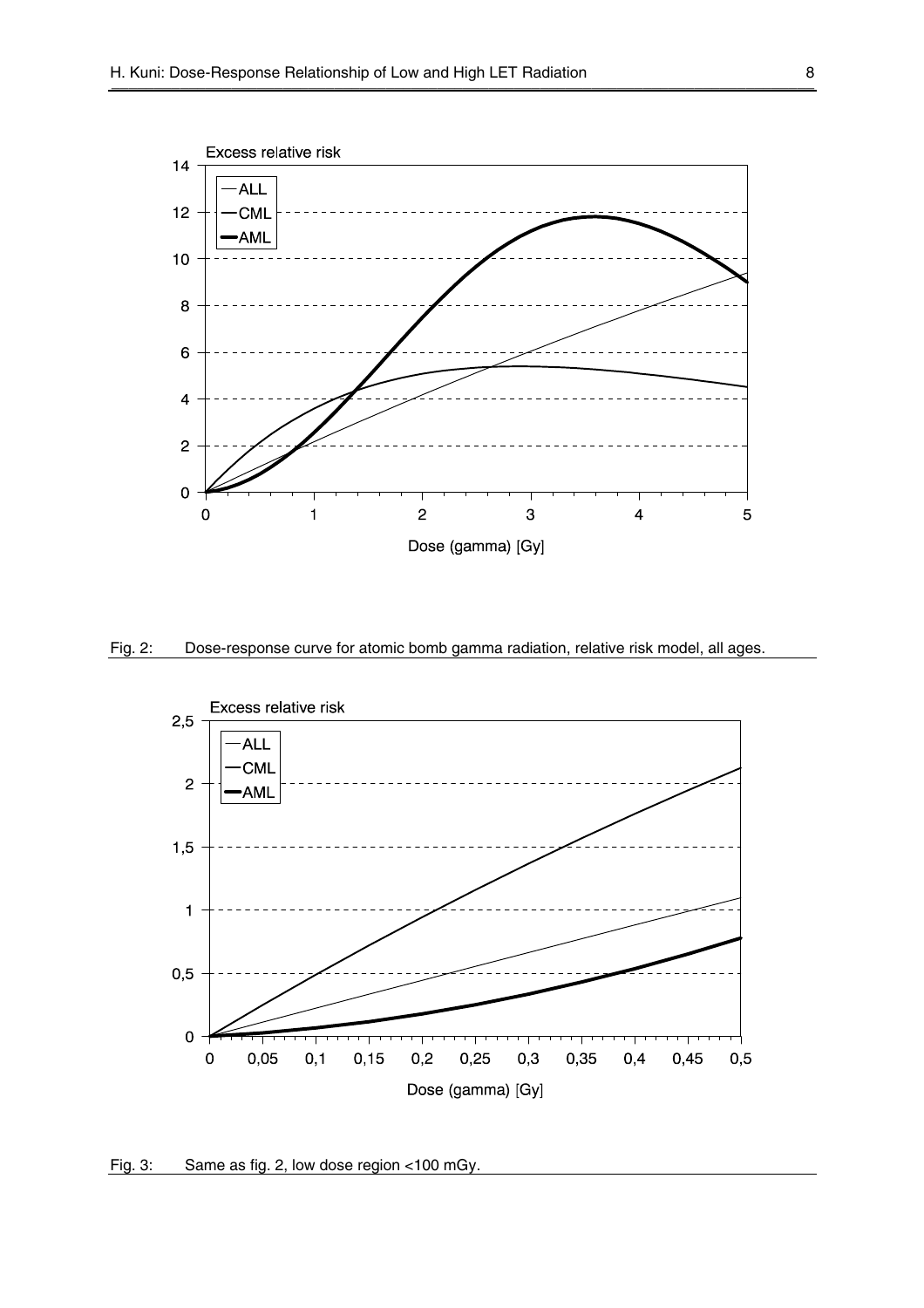Fig. 2: Dose-response curve for atomic bomb gamma radiation, relative risk model, all ages.

Fig. 3: Same as fig. 2, low dose region <100 mGy.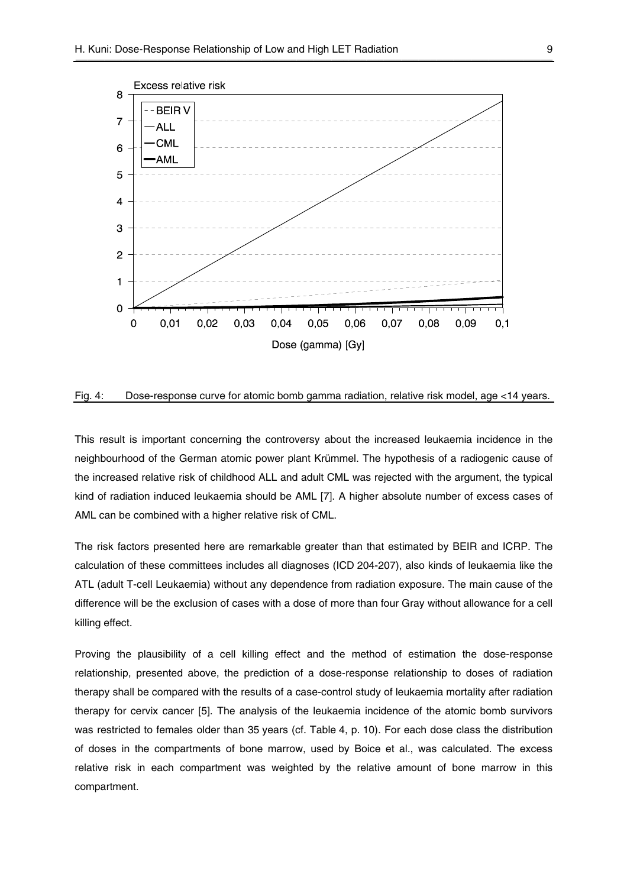Fig. 4: Dose-response curve for atomic bomb gamma radiation, relative risk model, age <14 years.

This result is important concerning the controversy about the increased leukaemia incidence in the neighbourhood of the German atomic power plant Krümmel. The hypothesis of a radiogenic cause of the increased relative risk of childhood ALL and adult CML was rejected with the argument, the typical kind of radiation induced leukaemia should be AML [7]. A higher absolute number of excess cases of AML can be combined with a higher relative risk of CML.

The risk factors presented here are remarkable greater than that estimated by BEIR and ICRP. The calculation of these committees includes all diagnoses (ICD 204-207), also kinds of leukaemia like the ATL (adult T-cell Leukaemia) without any dependence from radiation exposure. The main cause of the difference will be the exclusion of cases with a dose of more than four Gray without allowance for a cell killing effect.

Proving the plausibility of a cell killing effect and the method of estimation the dose-response relationship, presented above, the prediction of a dose-response relationship to doses of radiation therapy shall be compared with the results of a case-control study of leukaemia mortality after radiation therapy for cervix cancer [5]. The analysis of the leukaemia incidence of the atomic bomb survivors was restricted to females older than 35 years (cf. Table 4, p. 10). For each dose class the distribution of doses in the compartments of bone marrow, used by Boice et al., was calculated. The excess relative risk in each compartment was weighted by the relative amount of bone marrow in this compartment.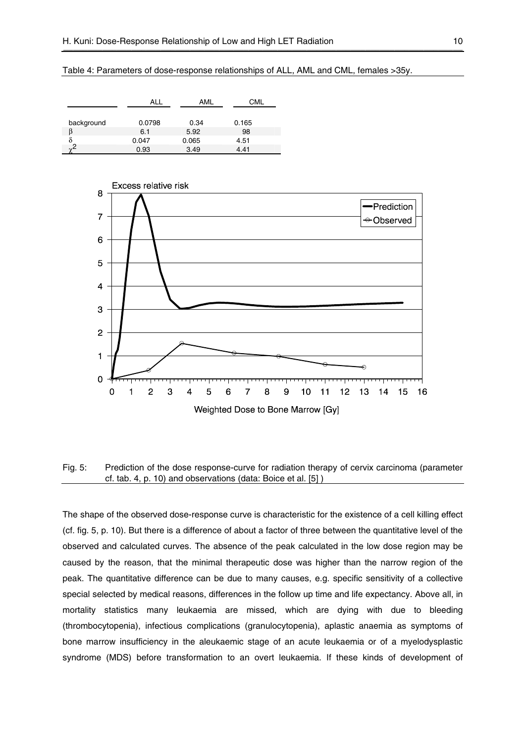Table 4: Parameters of dose-response relationships of ALL, AML and CML, females >35y.

| | ALL | AML | CML |
|---|---|---|---|
| background | 0.0798 | 0.34 | 0.165 |
| $\beta$ | 6.1 | 5.92 | 98 |
| $\delta$ | 0.047 | 0.065 | 4.51 |
| $\chi^2$ | 0.93 | 3.49 | 4.41 |

Fig. 5: Prediction of the dose response-curve for radiation therapy of cervix carcinoma (parameter cf. tab. 4, p. 10) and observations (data: Boice et al. [5] )

The shape of the observed dose-response curve is characteristic for the existence of a cell killing effect (cf. fig. 5, p. 10). But there is a difference of about a factor of three between the quantitative level of the observed and calculated curves. The absence of the peak calculated in the low dose region may be caused by the reason, that the minimal therapeutic dose was higher than the narrow region of the peak. The quantitative difference can be due to many causes, e.g. specific sensitivity of a collective special selected by medical reasons, differences in the follow up time and life expectancy. Above all, in mortality statistics many leukaemia are missed, which are dying with due to bleeding (thrombocytopenia), infectious complications (granulocytopenia), aplastic anaemia as symptoms of bone marrow insufficiency in the aleukaemic stage of an acute leukaemia or of a myelodysplastic syndrome (MDS) before transformation to an overt leukaemia. If these kinds of development of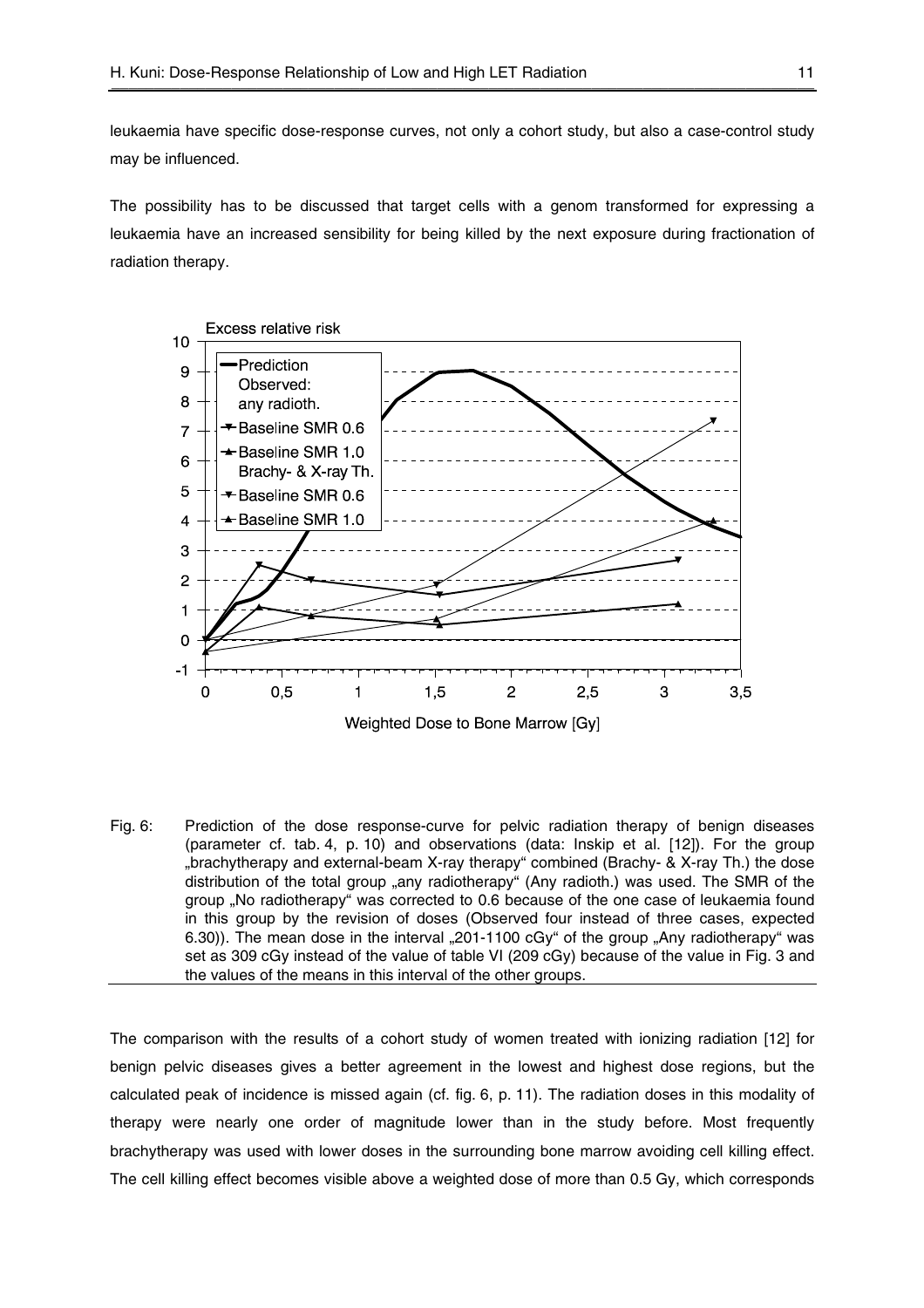leukaemia have specific dose-response curves, not only a cohort study, but also a case-control study may be influenced.

The possibility has to be discussed that target cells with a genom transformed for expressing a leukaemia have an increased sensibility for being killed by the next exposure during fractionation of radiation therapy.

Fig. 6: Prediction of the dose response-curve for pelvic radiation therapy of benign diseases (parameter cf. tab. 4, p. 10) and observations (data: Inskip et al. [12]). For the group „brachytherapy and external-beam X-ray therapy“ combined (Brachy- & X-ray Th.) the dose distribution of the total group „any radiotherapy“ (Any radioth.) was used. The SMR of the group „No radiotherapy“ was corrected to 0.6 because of the one case of leukaemia found in this group by the revision of doses (Observed four instead of three cases, expected 6.30)). The mean dose in the interval „201-1100 cGy“ of the group „Any radiotherapy“ was set as 309 cGy instead of the value of table VI (209 cGy) because of the value in Fig. 3 and the values of the means in this interval of the other groups.

The comparison with the results of a cohort study of women treated with ionizing radiation [12] for benign pelvic diseases gives a better agreement in the lowest and highest dose regions, but the calculated peak of incidence is missed again (cf. fig. 6, p. 11). The radiation doses in this modality of therapy were nearly one order of magnitude lower than in the study before. Most frequently brachytherapy was used with lower doses in the surrounding bone marrow avoiding cell killing effect. The cell killing effect becomes visible above a weighted dose of more than 0.5 Gy, which corresponds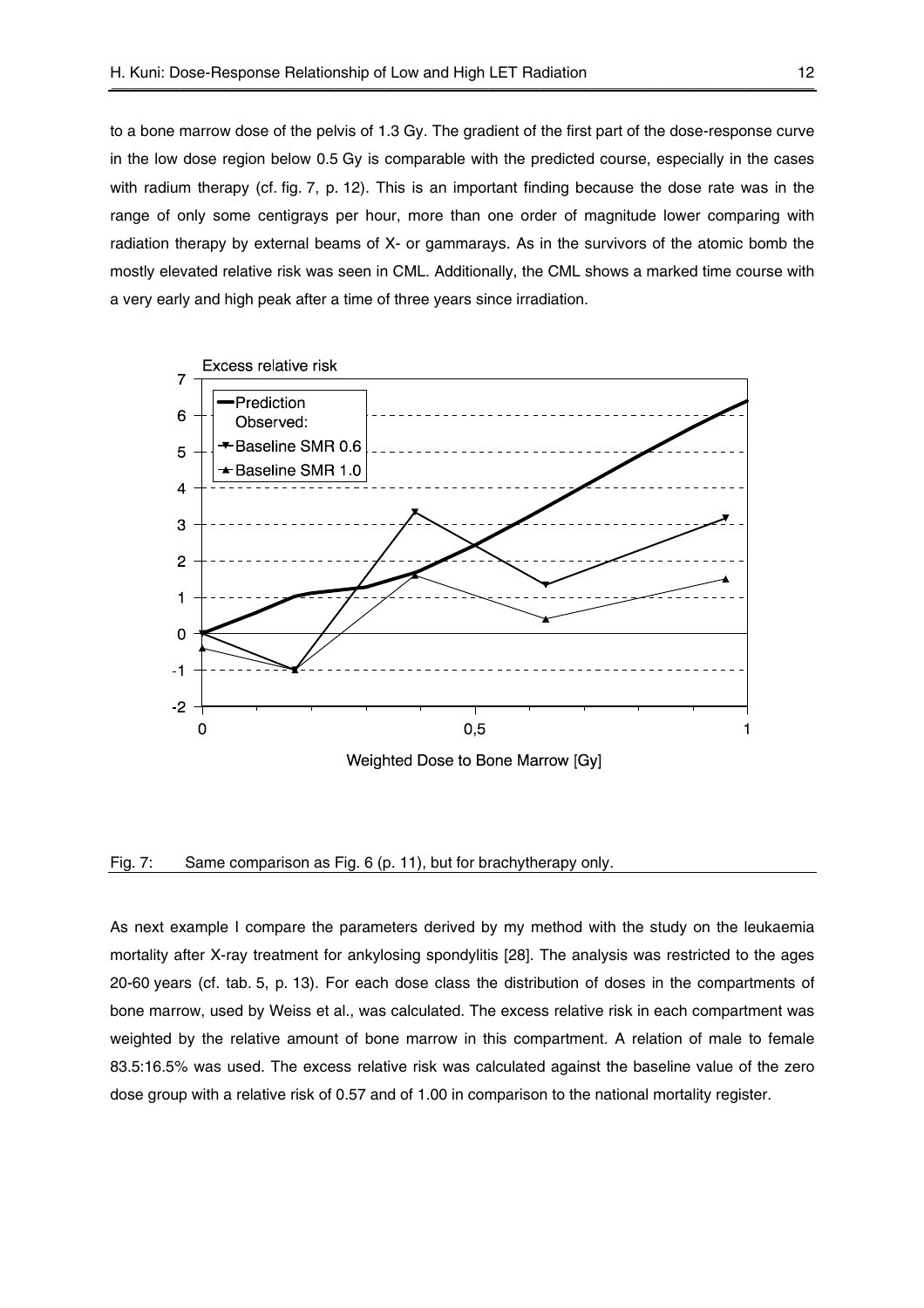to a bone marrow dose of the pelvis of 1.3 Gy. The gradient of the first part of the dose-response curve in the low dose region below 0.5 Gy is comparable with the predicted course, especially in the cases with radium therapy (cf. fig. 7, p. 12). This is an important finding because the dose rate was in the range of only some centigrays per hour, more than one order of magnitude lower comparing with radiation therapy by external beams of X- or gammarays. As in the survivors of the atomic bomb the mostly elevated relative risk was seen in CML. Additionally, the CML shows a marked time course with a very early and high peak after a time of three years since irradiation.

Fig. 7: Same comparison as Fig. 6 (p. 11), but for brachytherapy only.

As next example I compare the parameters derived by my method with the study on the leukaemia mortality after X-ray treatment for ankylosing spondylitis [28]. The analysis was restricted to the ages 20-60 years (cf. tab. 5, p. 13). For each dose class the distribution of doses in the compartments of bone marrow, used by Weiss et al., was calculated. The excess relative risk in each compartment was weighted by the relative amount of bone marrow in this compartment. A relation of male to female 83.5:16.5% was used. The excess relative risk was calculated against the baseline value of the zero dose group with a relative risk of 0.57 and of 1.00 in comparison to the national mortality register.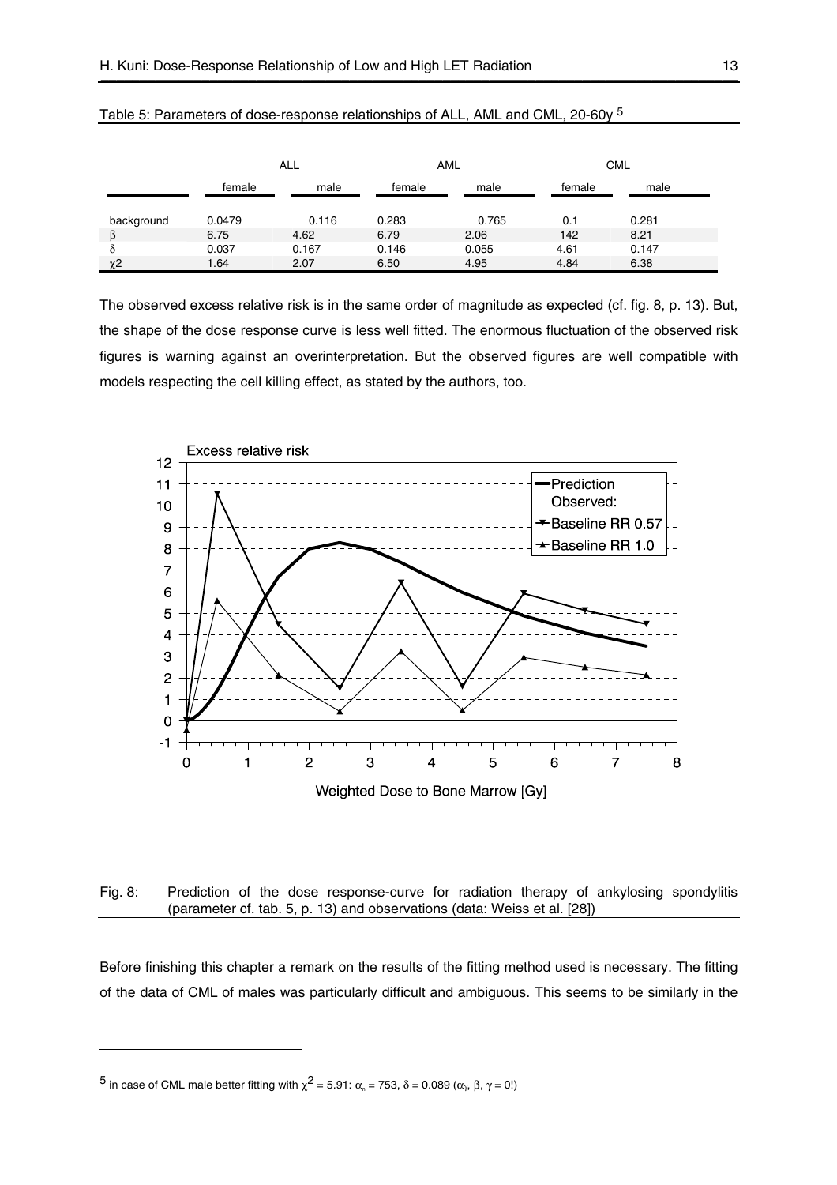Table 5: Parameters of dose-response relationships of ALL, AML and CML, 20-60y [5]

| | ALL | | AML | | CML | |
|---|---|---|---|---|---|---|
| | female | male | female | male | female | male |
| background | 0.0479 | 0.116 | 0.283 | 0.765 | 0.1 | 0.281 |
| $\beta$ | 6.75 | 4.62 | 6.79 | 2.06 | 142 | 8.21 |
| $\delta$ | 0.037 | 0.167 | 0.146 | 0.055 | 4.61 | 0.147 |
| $\chi2$ | 1.64 | 2.07 | 6.50 | 4.95 | 4.84 | 6.38 |

The observed excess relative risk is in the same order of magnitude as expected (cf. fig. 8, p. 13). But, the shape of the dose response curve is less well fitted. The enormous fluctuation of the observed risk figures is warning against an overinterpretation. But the observed figures are well compatible with models respecting the cell killing effect, as stated by the authors, too.

Fig. 8: Prediction of the dose response-curve for radiation therapy of ankylosing spondylitis (parameter cf. tab. 5, p. 13) and observations (data: Weiss et al. [28])

Before finishing this chapter a remark on the results of the fitting method used is necessary. The fitting of the data of CML of males was particularly difficult and ambiguous. This seems to be similarly in the

[5] in case of CML male better fitting with $\chi^2 = 5.91$: $\alpha_n = 753$, $\delta = 0.089$ ($\alpha_\gamma$, $\beta$, $\gamma = 0$!)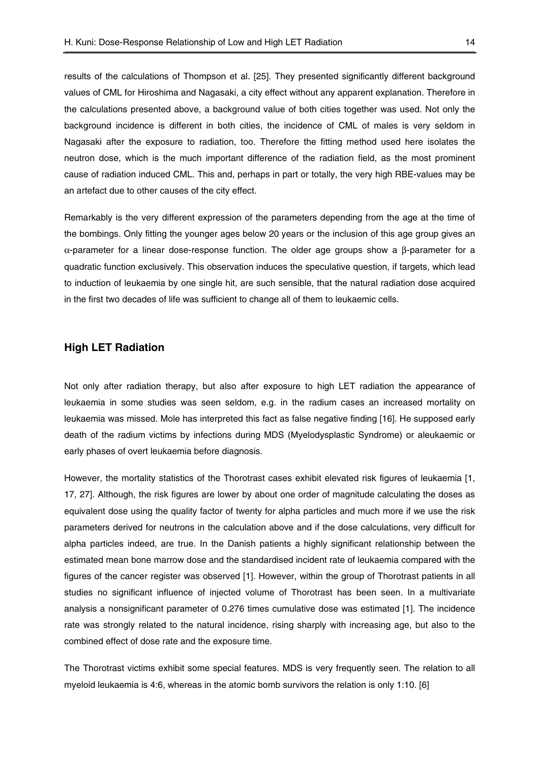results of the calculations of Thompson et al. [25]. They presented significantly different background values of CML for Hiroshima and Nagasaki, a city effect without any apparent explanation. Therefore in the calculations presented above, a background value of both cities together was used. Not only the background incidence is different in both cities, the incidence of CML of males is very seldom in Nagasaki after the exposure to radiation, too. Therefore the fitting method used here isolates the neutron dose, which is the much important difference of the radiation field, as the most prominent cause of radiation induced CML. This and, perhaps in part or totally, the very high RBE-values may be an artefact due to other causes of the city effect.

Remarkably is the very different expression of the parameters depending from the age at the time of the bombings. Only fitting the younger ages below 20 years or the inclusion of this age group gives an $\alpha$-parameter for a linear dose-response function. The older age groups show a $\beta$-parameter for a quadratic function exclusively. This observation induces the speculative question, if targets, which lead to induction of leukaemia by one single hit, are such sensible, that the natural radiation dose acquired in the first two decades of life was sufficient to change all of them to leukaemic cells.

## High LET Radiation

Not only after radiation therapy, but also after exposure to high LET radiation the appearance of leukaemia in some studies was seen seldom, e.g. in the radium cases an increased mortality on leukaemia was missed. Mole has interpreted this fact as false negative finding [16]. He supposed early death of the radium victims by infections during MDS (Myelodysplastic Syndrome) or aleukaemic or early phases of overt leukaemia before diagnosis.

However, the mortality statistics of the Thorotrast cases exhibit elevated risk figures of leukaemia [1, 17, 27]. Although, the risk figures are lower by about one order of magnitude calculating the doses as equivalent dose using the quality factor of twenty for alpha particles and much more if we use the risk parameters derived for neutrons in the calculation above and if the dose calculations, very difficult for alpha particles indeed, are true. In the Danish patients a highly significant relationship between the estimated mean bone marrow dose and the standardised incident rate of leukaemia compared with the figures of the cancer register was observed [1]. However, within the group of Thorotrast patients in all studies no significant influence of injected volume of Thorotrast has been seen. In a multivariate analysis a nonsignificant parameter of 0.276 times cumulative dose was estimated [1]. The incidence rate was strongly related to the natural incidence, rising sharply with increasing age, but also to the combined effect of dose rate and the exposure time.

The Thorotrast victims exhibit some special features. MDS is very frequently seen. The relation to all myeloid leukaemia is 4:6, whereas in the atomic bomb survivors the relation is only 1:10. [6]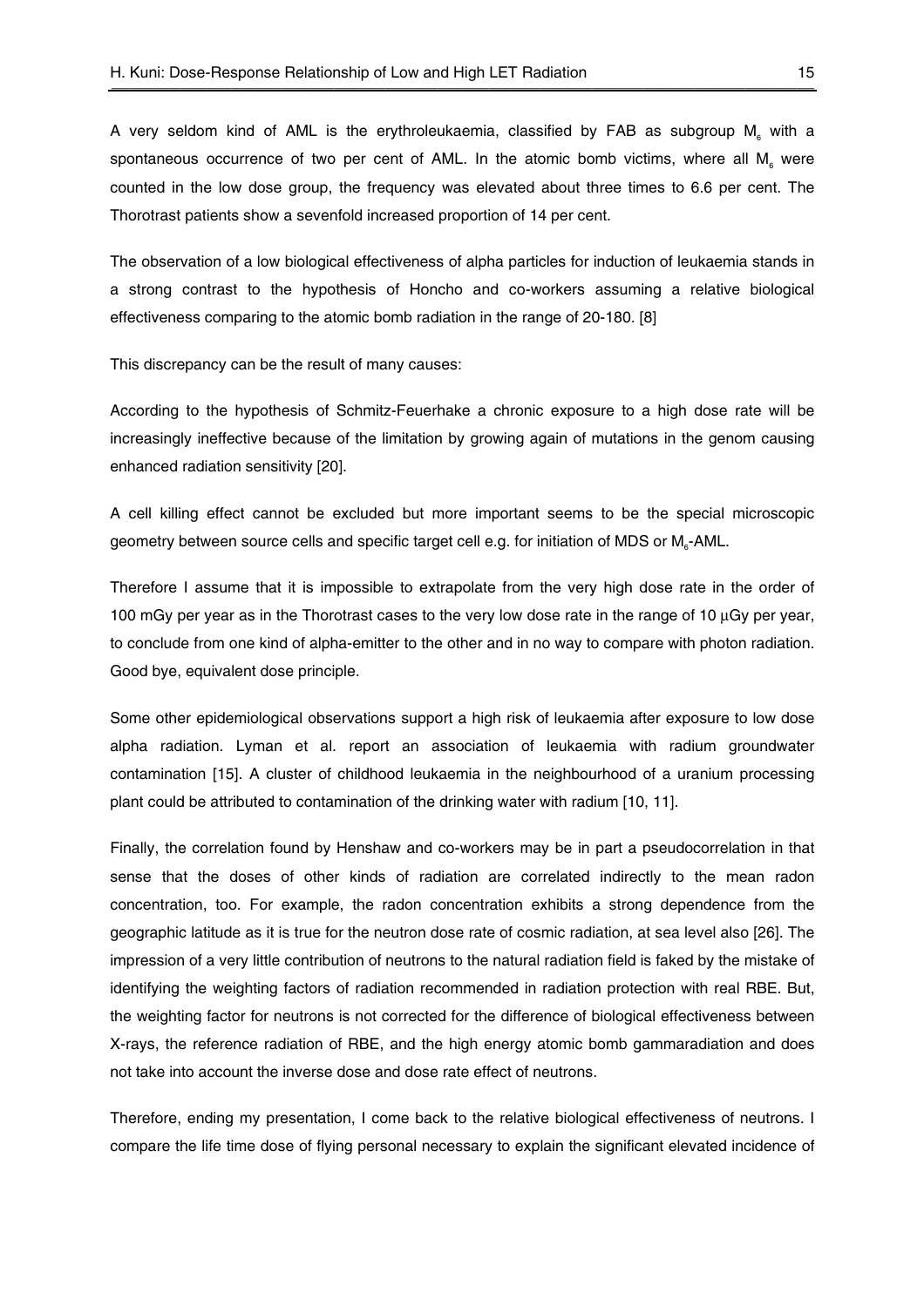A very seldom kind of AML is the erythroleukaemia, classified by FAB as subgroup $M_6$ with a spontaneous occurrence of two per cent of AML. In the atomic bomb victims, where all $M_6$ were counted in the low dose group, the frequency was elevated about three times to 6.6 per cent. The Thorotrast patients show a sevenfold increased proportion of 14 per cent.

The observation of a low biological effectiveness of alpha particles for induction of leukaemia stands in a strong contrast to the hypothesis of Honcho and co-workers assuming a relative biological effectiveness comparing to the atomic bomb radiation in the range of 20-180. [8]

This discrepancy can be the result of many causes:

According to the hypothesis of Schmitz-Feuerhake a chronic exposure to a high dose rate will be increasingly ineffective because of the limitation by growing again of mutations in the genom causing enhanced radiation sensitivity [20].

A cell killing effect cannot be excluded but more important seems to be the special microscopic geometry between source cells and specific target cell e.g. for initiation of MDS or $M_6$-AML.

Therefore I assume that it is impossible to extrapolate from the very high dose rate in the order of 100 mGy per year as in the Thorotrast cases to the very low dose rate in the range of 10 µGy per year, to conclude from one kind of alpha-emitter to the other and in no way to compare with photon radiation. Good bye, equivalent dose principle.

Some other epidemiological observations support a high risk of leukaemia after exposure to low dose alpha radiation. Lyman et al. report an association of leukaemia with radium groundwater contamination [15]. A cluster of childhood leukaemia in the neighbourhood of a uranium processing plant could be attributed to contamination of the drinking water with radium [10, 11].

Finally, the correlation found by Henshaw and co-workers may be in part a pseudocorrelation in that sense that the doses of other kinds of radiation are correlated indirectly to the mean radon concentration, too. For example, the radon concentration exhibits a strong dependence from the geographic latitude as it is true for the neutron dose rate of cosmic radiation, at sea level also [26]. The impression of a very little contribution of neutrons to the natural radiation field is faked by the mistake of identifying the weighting factors of radiation recommended in radiation protection with real RBE. But, the weighting factor for neutrons is not corrected for the difference of biological effectiveness between X-rays, the reference radiation of RBE, and the high energy atomic bomb gammaradiation and does not take into account the inverse dose and dose rate effect of neutrons.

Therefore, ending my presentation, I come back to the relative biological effectiveness of neutrons. I compare the life time dose of flying personal necessary to explain the significant elevated incidence of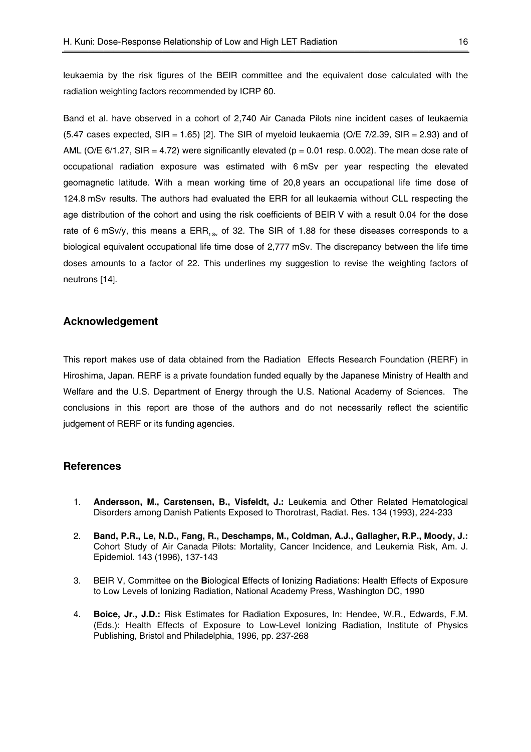leukaemia by the risk figures of the BEIR committee and the equivalent dose calculated with the radiation weighting factors recommended by ICRP 60.

Band et al. have observed in a cohort of 2,740 Air Canada Pilots nine incident cases of leukaemia (5.47 cases expected, SIR = 1.65) [2]. The SIR of myeloid leukaemia (O/E 7/2.39, SIR = 2.93) and of AML (O/E 6/1.27, SIR = 4.72) were significantly elevated (p = 0.01 resp. 0.002). The mean dose rate of occupational radiation exposure was estimated with 6 mSv per year respecting the elevated geomagnetic latitude. With a mean working time of 20,8 years an occupational life time dose of 124.8 mSv results. The authors had evaluated the ERR for all leukaemia without CLL respecting the age distribution of the cohort and using the risk coefficients of BEIR V with a result 0.04 for the dose rate of 6 mSv/y, this means a $ERR_{1\,Sv}$ of 32. The SIR of 1.88 for these diseases corresponds to a biological equivalent occupational life time dose of 2,777 mSv. The discrepancy between the life time doses amounts to a factor of 22. This underlines my suggestion to revise the weighting factors of neutrons [14].

## Acknowledgement

This report makes use of data obtained from the Radiation Effects Research Foundation (RERF) in Hiroshima, Japan. RERF is a private foundation funded equally by the Japanese Ministry of Health and Welfare and the U.S. Department of Energy through the U.S. National Academy of Sciences. The conclusions in this report are those of the authors and do not necessarily reflect the scientific judgement of RERF or its funding agencies.

## References

1. **Andersson, M., Carstensen, B., Visfeldt, J.:** Leukemia and Other Related Hematological Disorders among Danish Patients Exposed to Thorotrast, Radiat. Res. 134 (1993), 224-233

2. **Band, P.R., Le, N.D., Fang, R., Deschamps, M., Coldman, A.J., Gallagher, R.P., Moody, J.:** Cohort Study of Air Canada Pilots: Mortality, Cancer Incidence, and Leukemia Risk, Am. J. Epidemiol. 143 (1996), 137-143

3. BEIR V, Committee on the **B**iological **E**ffects of **I**onizing **R**adiations: Health Effects of Exposure to Low Levels of Ionizing Radiation, National Academy Press, Washington DC, 1990

4. **Boice, Jr., J.D.:** Risk Estimates for Radiation Exposures, In: Hendee, W.R., Edwards, F.M. (Eds.): Health Effects of Exposure to Low-Level Ionizing Radiation, Institute of Physics Publishing, Bristol and Philadelphia, 1996, pp. 237-268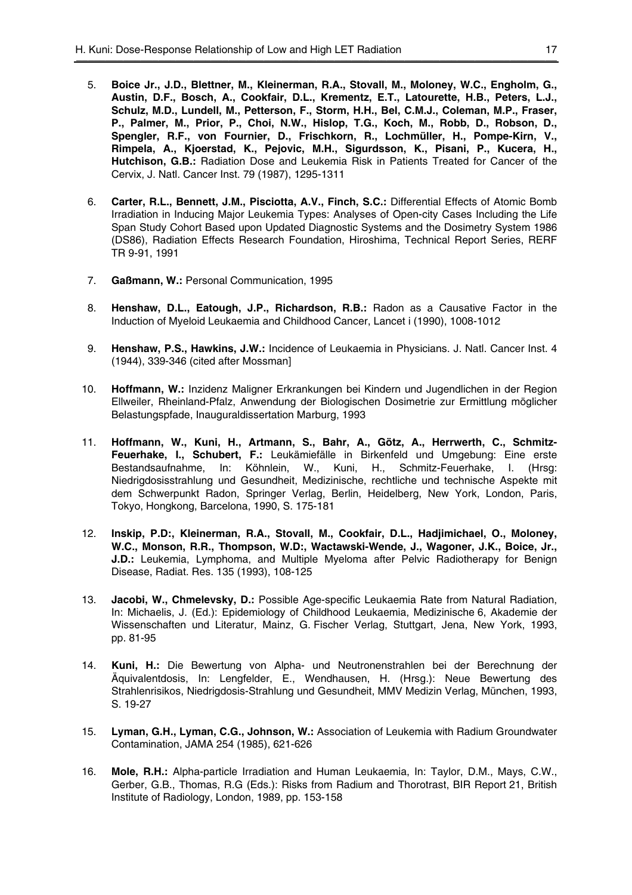5. **Boice Jr., J.D., Blettner, M., Kleinerman, R.A., Stovall, M., Moloney, W.C., Engholm, G., Austin, D.F., Bosch, A., Cookfair, D.L., Krementz, E.T., Latourette, H.B., Peters, L.J., Schulz, M.D., Lundell, M., Petterson, F., Storm, H.H., Bel, C.M.J., Coleman, M.P., Fraser, P., Palmer, M., Prior, P., Choi, N.W., Hislop, T.G., Koch, M., Robb, D., Robson, D., Spengler, R.F., von Fournier, D., Frischkorn, R., Lochmüller, H., Pompe-Kirn, V., Rimpela, A., Kjoerstad, K., Pejovic, M.H., Sigurdsson, K., Pisani, P., Kucera, H., Hutchison, G.B.:** Radiation Dose and Leukemia Risk in Patients Treated for Cancer of the Cervix, J. Natl. Cancer Inst. 79 (1987), 1295-1311

6. **Carter, R.L., Bennett, J.M., Pisciotta, A.V., Finch, S.C.:** Differential Effects of Atomic Bomb Irradiation in Inducing Major Leukemia Types: Analyses of Open-city Cases Including the Life Span Study Cohort Based upon Updated Diagnostic Systems and the Dosimetry System 1986 (DS86), Radiation Effects Research Foundation, Hiroshima, Technical Report Series, RERF TR 9-91, 1991

7. **Gaßmann, W.:** Personal Communication, 1995

8. **Henshaw, D.L., Eatough, J.P., Richardson, R.B.:** Radon as a Causative Factor in the Induction of Myeloid Leukaemia and Childhood Cancer, Lancet i (1990), 1008-1012

9. **Henshaw, P.S., Hawkins, J.W.:** Incidence of Leukaemia in Physicians. J. Natl. Cancer Inst. 4 (1944), 339-346 (cited after Mossman]

10. **Hoffmann, W.:** Inzidenz Maligner Erkrankungen bei Kindern und Jugendlichen in der Region Ellweiler, Rheinland-Pfalz, Anwendung der Biologischen Dosimetrie zur Ermittlung möglicher Belastungspfade, Inauguraldissertation Marburg, 1993

11. **Hoffmann, W., Kuni, H., Artmann, S., Bahr, A., Götz, A., Herrwerth, C., Schmitz-Feuerhake, I., Schubert, F.:** Leukämiefälle in Birkenfeld und Umgebung: Eine erste Bestandsaufnahme, In: Köhnlein, W., Kuni, H., Schmitz-Feuerhake, I. (Hrsg: Niedrigdosisstrahlung und Gesundheit, Medizinische, rechtliche und technische Aspekte mit dem Schwerpunkt Radon, Springer Verlag, Berlin, Heidelberg, New York, London, Paris, Tokyo, Hongkong, Barcelona, 1990, S. 175-181

12. **Inskip, P.D:, Kleinerman, R.A., Stovall, M., Cookfair, D.L., Hadjimichael, O., Moloney, W.C., Monson, R.R., Thompson, W.D:, Wactawski-Wende, J., Wagoner, J.K., Boice, Jr., J.D.:** Leukemia, Lymphoma, and Multiple Myeloma after Pelvic Radiotherapy for Benign Disease, Radiat. Res. 135 (1993), 108-125

13. **Jacobi, W., Chmelevsky, D.:** Possible Age-specific Leukaemia Rate from Natural Radiation, In: Michaelis, J. (Ed.): Epidemiology of Childhood Leukaemia, Medizinische 6, Akademie der Wissenschaften und Literatur, Mainz, G. Fischer Verlag, Stuttgart, Jena, New York, 1993, pp. 81-95

14. **Kuni, H.:** Die Bewertung von Alpha- und Neutronenstrahlen bei der Berechnung der Äquivalentdosis, In: Lengfelder, E., Wendhausen, H. (Hrsg.): Neue Bewertung des Strahlenrisikos, Niedrigdosis-Strahlung und Gesundheit, MMV Medizin Verlag, München, 1993, S. 19-27

15. **Lyman, G.H., Lyman, C.G., Johnson, W.:** Association of Leukemia with Radium Groundwater Contamination, JAMA 254 (1985), 621-626

16. **Mole, R.H.:** Alpha-particle Irradiation and Human Leukaemia, In: Taylor, D.M., Mays, C.W., Gerber, G.B., Thomas, R.G (Eds.): Risks from Radium and Thorotrast, BIR Report 21, British Institute of Radiology, London, 1989, pp. 153-158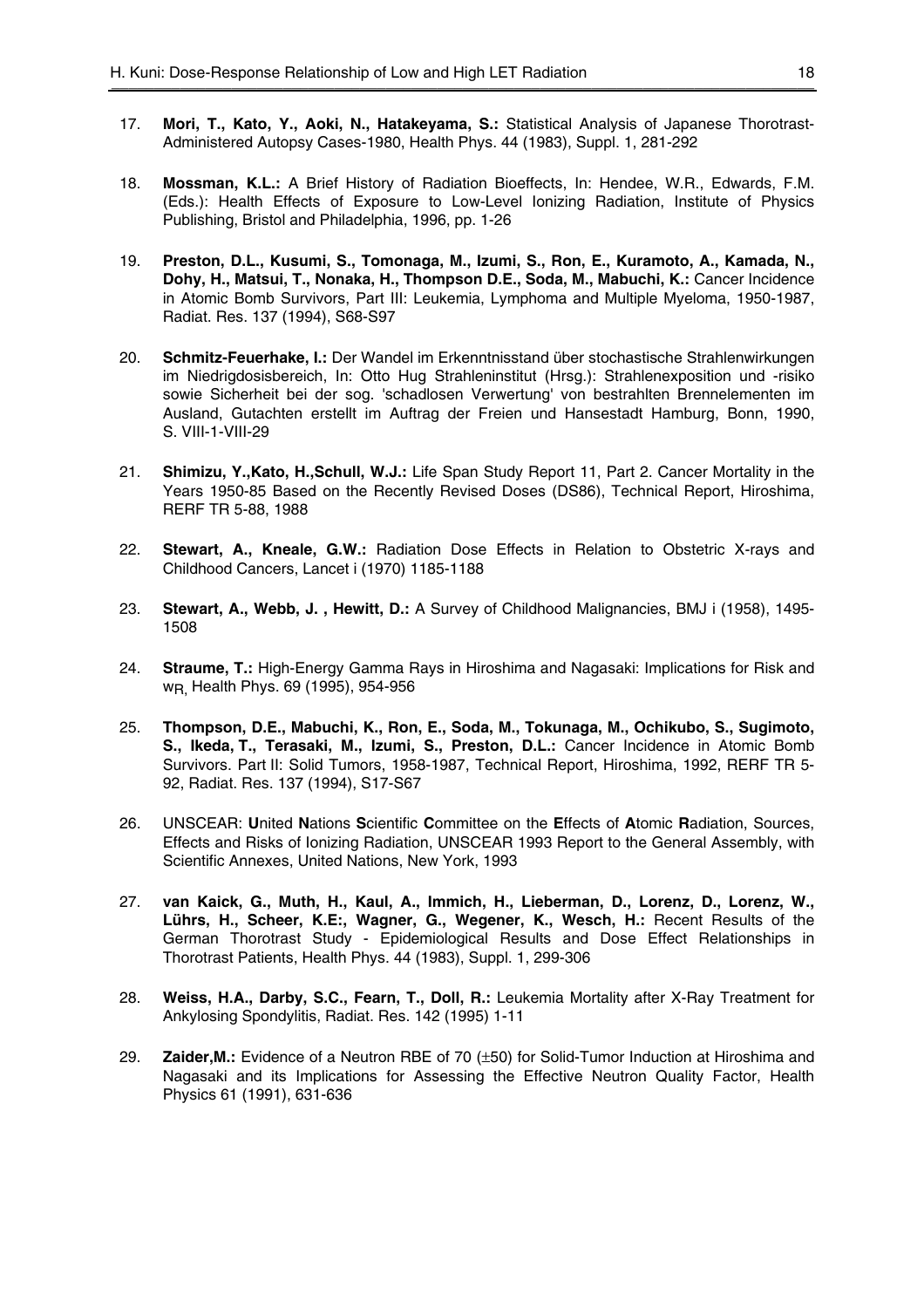17. **Mori, T., Kato, Y., Aoki, N., Hatakeyama, S.:** Statistical Analysis of Japanese Thorotrast-Administered Autopsy Cases-1980, Health Phys. 44 (1983), Suppl. 1, 281-292

18. **Mossman, K.L.:** A Brief History of Radiation Bioeffects, In: Hendee, W.R., Edwards, F.M. (Eds.): Health Effects of Exposure to Low-Level Ionizing Radiation, Institute of Physics Publishing, Bristol and Philadelphia, 1996, pp. 1-26

19. **Preston, D.L., Kusumi, S., Tomonaga, M., Izumi, S., Ron, E., Kuramoto, A., Kamada, N., Dohy, H., Matsui, T., Nonaka, H., Thompson D.E., Soda, M., Mabuchi, K.:** Cancer Incidence in Atomic Bomb Survivors, Part III: Leukemia, Lymphoma and Multiple Myeloma, 1950-1987, Radiat. Res. 137 (1994), S68-S97

20. **Schmitz-Feuerhake, I.:** Der Wandel im Erkenntnisstand über stochastische Strahlenwirkungen im Niedrigdosisbereich, In: Otto Hug Strahleninstitut (Hrsg.): Strahlenexposition und -risiko sowie Sicherheit bei der sog. 'schadlosen Verwertung' von bestrahlten Brennelementen im Ausland, Gutachten erstellt im Auftrag der Freien und Hansestadt Hamburg, Bonn, 1990, S. VIII-1-VIII-29

21. **Shimizu, Y.,Kato, H.,Schull, W.J.:** Life Span Study Report 11, Part 2. Cancer Mortality in the Years 1950-85 Based on the Recently Revised Doses (DS86), Technical Report, Hiroshima, RERF TR 5-88, 1988

22. **Stewart, A., Kneale, G.W.:** Radiation Dose Effects in Relation to Obstetric X-rays and Childhood Cancers, Lancet i (1970) 1185-1188

23. **Stewart, A., Webb, J. , Hewitt, D.:** A Survey of Childhood Malignancies, BMJ i (1958), 1495-1508

24. **Straume, T.:** High-Energy Gamma Rays in Hiroshima and Nagasaki: Implications for Risk and $w_R$, Health Phys. 69 (1995), 954-956

25. **Thompson, D.E., Mabuchi, K., Ron, E., Soda, M., Tokunaga, M., Ochikubo, S., Sugimoto, S., Ikeda, T., Terasaki, M., Izumi, S., Preston, D.L.:** Cancer Incidence in Atomic Bomb Survivors. Part II: Solid Tumors, 1958-1987, Technical Report, Hiroshima, 1992, RERF TR 5-92, Radiat. Res. 137 (1994), S17-S67

26. UNSCEAR: **U**nited **N**ations **S**cientific **C**ommittee on the **E**ffects of **A**tomic **R**adiation, Sources, Effects and Risks of Ionizing Radiation, UNSCEAR 1993 Report to the General Assembly, with Scientific Annexes, United Nations, New York, 1993

27. **van Kaick, G., Muth, H., Kaul, A., Immich, H., Lieberman, D., Lorenz, D., Lorenz, W., Lührs, H., Scheer, K.E:, Wagner, G., Wegener, K., Wesch, H.:** Recent Results of the German Thorotrast Study - Epidemiological Results and Dose Effect Relationships in Thorotrast Patients, Health Phys. 44 (1983), Suppl. 1, 299-306

28. **Weiss, H.A., Darby, S.C., Fearn, T., Doll, R.:** Leukemia Mortality after X-Ray Treatment for Ankylosing Spondylitis, Radiat. Res. 142 (1995) 1-11

29. **Zaider,M.:** Evidence of a Neutron RBE of 70 (±50) for Solid-Tumor Induction at Hiroshima and Nagasaki and its Implications for Assessing the Effective Neutron Quality Factor, Health Physics 61 (1991), 631-636